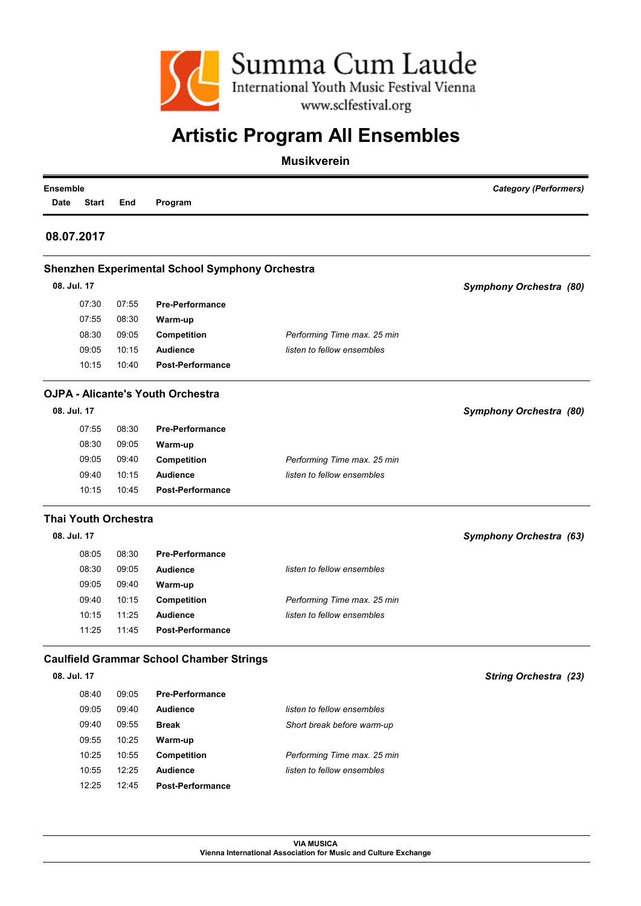Summa Cum Laude
International Youth Music Festival Vienna
www.sclfestival.org

# Artistic Program All Ensembles

## Musikverein

| Ensemble | | | | | Category (Performers) |
|---|---|---|---|---|---|
| Date | Start | End | Program | | |

### 08.07.2017

**Shenzhen Experimental School Symphony Orchestra** — *Symphony Orchestra (80)*

| Date | Start | End | Program | |
|---|---|---|---|---|
| 08. Jul. 17 | | | | |
| | 07:30 | 07:55 | **Pre-Performance** | |
| | 07:55 | 08:30 | **Warm-up** | |
| | 08:30 | 09:05 | **Competition** | *Performing Time max. 25 min* |
| | 09:05 | 10:15 | **Audience** | *listen to fellow ensembles* |
| | 10:15 | 10:40 | **Post-Performance** | |

**OJPA - Alicante's Youth Orchestra** — *Symphony Orchestra (80)*

| Date | Start | End | Program | |
|---|---|---|---|---|
| 08. Jul. 17 | | | | |
| | 07:55 | 08:30 | **Pre-Performance** | |
| | 08:30 | 09:05 | **Warm-up** | |
| | 09:05 | 09:40 | **Competition** | *Performing Time max. 25 min* |
| | 09:40 | 10:15 | **Audience** | *listen to fellow ensembles* |
| | 10:15 | 10:45 | **Post-Performance** | |

**Thai Youth Orchestra** — *Symphony Orchestra (63)*

| Date | Start | End | Program | |
|---|---|---|---|---|
| 08. Jul. 17 | | | | |
| | 08:05 | 08:30 | **Pre-Performance** | |
| | 08:30 | 09:05 | **Audience** | *listen to fellow ensembles* |
| | 09:05 | 09:40 | **Warm-up** | |
| | 09:40 | 10:15 | **Competition** | *Performing Time max. 25 min* |
| | 10:15 | 11:25 | **Audience** | *listen to fellow ensembles* |
| | 11:25 | 11:45 | **Post-Performance** | |

**Caulfield Grammar School Chamber Strings** — *String Orchestra (23)*

| Date | Start | End | Program | |
|---|---|---|---|---|
| 08. Jul. 17 | | | | |
| | 08:40 | 09:05 | **Pre-Performance** | |
| | 09:05 | 09:40 | **Audience** | *listen to fellow ensembles* |
| | 09:40 | 09:55 | **Break** | *Short break before warm-up* |
| | 09:55 | 10:25 | **Warm-up** | |
| | 10:25 | 10:55 | **Competition** | *Performing Time max. 25 min* |
| | 10:55 | 12:25 | **Audience** | *listen to fellow ensembles* |
| | 12:25 | 12:45 | **Post-Performance** | |

**VIA MUSICA**
**Vienna International Association for Music and Culture Exchange**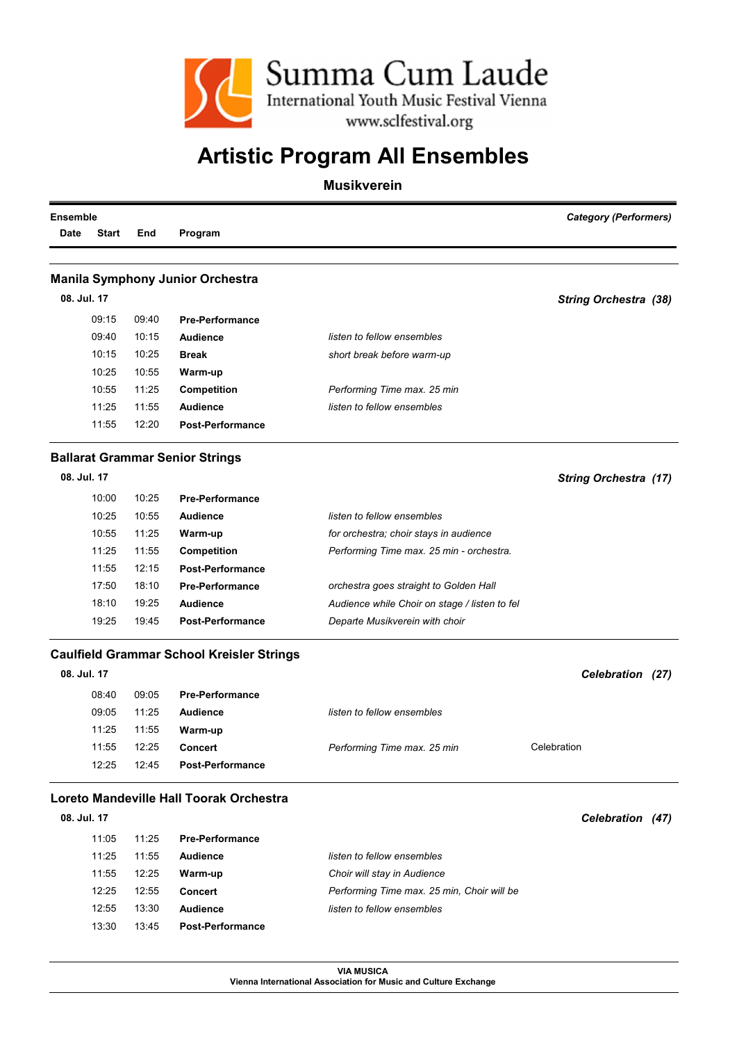Summa Cum Laude
International Youth Music Festival Vienna
www.sclfestival.org

# Artistic Program All Ensembles

**Musikverein**

| Ensemble | | | | | *Category (Performers)* |
|---|---|---|---|---|---|
| **Date** | **Start** | **End** | **Program** | | |

## Manila Symphony Junior Orchestra

| Date | Start | End | Program | | *String Orchestra (38)* |
|---|---|---|---|---|---|
| **08. Jul. 17** | | | | | |
| | 09:15 | 09:40 | **Pre-Performance** | | |
| | 09:40 | 10:15 | **Audience** | *listen to fellow ensembles* | |
| | 10:15 | 10:25 | **Break** | *short break before warm-up* | |
| | 10:25 | 10:55 | **Warm-up** | | |
| | 10:55 | 11:25 | **Competition** | *Performing Time max. 25 min* | |
| | 11:25 | 11:55 | **Audience** | *listen to fellow ensembles* | |
| | 11:55 | 12:20 | **Post-Performance** | | |

## Ballarat Grammar Senior Strings

| Date | Start | End | Program | | *String Orchestra (17)* |
|---|---|---|---|---|---|
| **08. Jul. 17** | | | | | |
| | 10:00 | 10:25 | **Pre-Performance** | | |
| | 10:25 | 10:55 | **Audience** | *listen to fellow ensembles* | |
| | 10:55 | 11:25 | **Warm-up** | *for orchestra; choir stays in audience* | |
| | 11:25 | 11:55 | **Competition** | *Performing Time max. 25 min - orchestra.* | |
| | 11:55 | 12:15 | **Post-Performance** | | |
| | 17:50 | 18:10 | **Pre-Performance** | *orchestra goes straight to Golden Hall* | |
| | 18:10 | 19:25 | **Audience** | *Audience while Choir on stage / listen to fel* | |
| | 19:25 | 19:45 | **Post-Performance** | *Departe Musikverein with choir* | |

## Caulfield Grammar School Kreisler Strings

| Date | Start | End | Program | | *Celebration (27)* |
|---|---|---|---|---|---|
| **08. Jul. 17** | | | | | |
| | 08:40 | 09:05 | **Pre-Performance** | | |
| | 09:05 | 11:25 | **Audience** | *listen to fellow ensembles* | |
| | 11:25 | 11:55 | **Warm-up** | | |
| | 11:55 | 12:25 | **Concert** | *Performing Time max. 25 min* | Celebration |
| | 12:25 | 12:45 | **Post-Performance** | | |

## Loreto Mandeville Hall Toorak Orchestra

| Date | Start | End | Program | | *Celebration (47)* |
|---|---|---|---|---|---|
| **08. Jul. 17** | | | | | |
| | 11:05 | 11:25 | **Pre-Performance** | | |
| | 11:25 | 11:55 | **Audience** | *listen to fellow ensembles* | |
| | 11:55 | 12:25 | **Warm-up** | *Choir will stay in Audience* | |
| | 12:25 | 12:55 | **Concert** | *Performing Time max. 25 min, Choir will be* | |
| | 12:55 | 13:30 | **Audience** | *listen to fellow ensembles* | |
| | 13:30 | 13:45 | **Post-Performance** | | |

**VIA MUSICA**
**Vienna International Association for Music and Culture Exchange**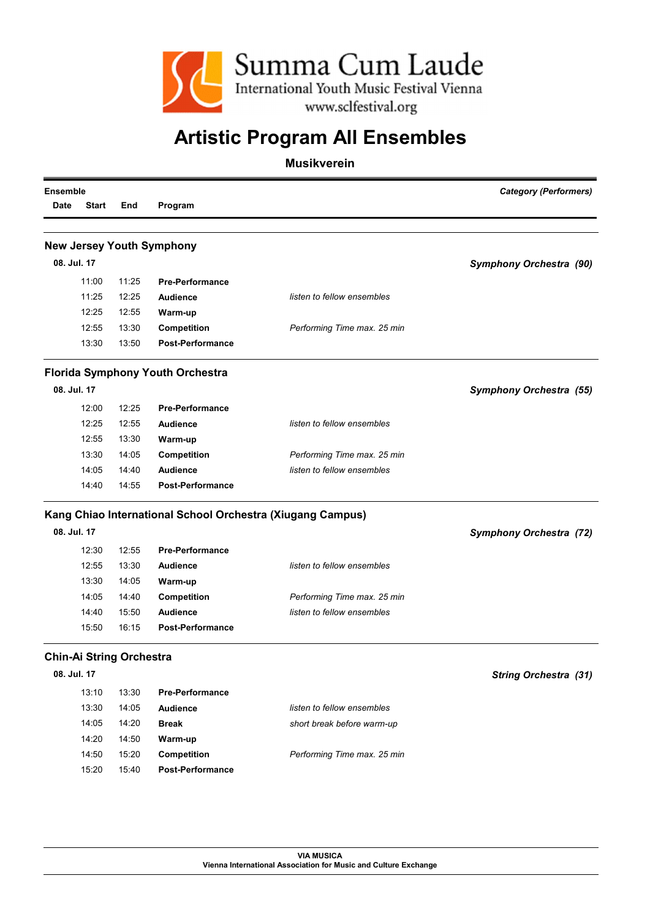Summa Cum Laude
International Youth Music Festival Vienna
www.sclfestival.org

# Artistic Program All Ensembles

**Musikverein**

| **Ensemble** | | | | | *Category (Performers)* |
|---|---|---|---|---|---|
| **Date** | **Start** | **End** | **Program** | | |

## New Jersey Youth Symphony

| **08. Jul. 17** | | | | | ***Symphony Orchestra (90)*** |
|---|---|---|---|---|---|
| | 11:00 | 11:25 | **Pre-Performance** | | |
| | 11:25 | 12:25 | **Audience** | *listen to fellow ensembles* | |
| | 12:25 | 12:55 | **Warm-up** | | |
| | 12:55 | 13:30 | **Competition** | *Performing Time max. 25 min* | |
| | 13:30 | 13:50 | **Post-Performance** | | |

## Florida Symphony Youth Orchestra

| **08. Jul. 17** | | | | | ***Symphony Orchestra (55)*** |
|---|---|---|---|---|---|
| | 12:00 | 12:25 | **Pre-Performance** | | |
| | 12:25 | 12:55 | **Audience** | *listen to fellow ensembles* | |
| | 12:55 | 13:30 | **Warm-up** | | |
| | 13:30 | 14:05 | **Competition** | *Performing Time max. 25 min* | |
| | 14:05 | 14:40 | **Audience** | *listen to fellow ensembles* | |
| | 14:40 | 14:55 | **Post-Performance** | | |

## Kang Chiao International School Orchestra (Xiugang Campus)

| **08. Jul. 17** | | | | | ***Symphony Orchestra (72)*** |
|---|---|---|---|---|---|
| | 12:30 | 12:55 | **Pre-Performance** | | |
| | 12:55 | 13:30 | **Audience** | *listen to fellow ensembles* | |
| | 13:30 | 14:05 | **Warm-up** | | |
| | 14:05 | 14:40 | **Competition** | *Performing Time max. 25 min* | |
| | 14:40 | 15:50 | **Audience** | *listen to fellow ensembles* | |
| | 15:50 | 16:15 | **Post-Performance** | | |

## Chin-Ai String Orchestra

| **08. Jul. 17** | | | | | ***String Orchestra (31)*** |
|---|---|---|---|---|---|
| | 13:10 | 13:30 | **Pre-Performance** | | |
| | 13:30 | 14:05 | **Audience** | *listen to fellow ensembles* | |
| | 14:05 | 14:20 | **Break** | *short break before warm-up* | |
| | 14:20 | 14:50 | **Warm-up** | | |
| | 14:50 | 15:20 | **Competition** | *Performing Time max. 25 min* | |
| | 15:20 | 15:40 | **Post-Performance** | | |

**VIA MUSICA**
**Vienna International Association for Music and Culture Exchange**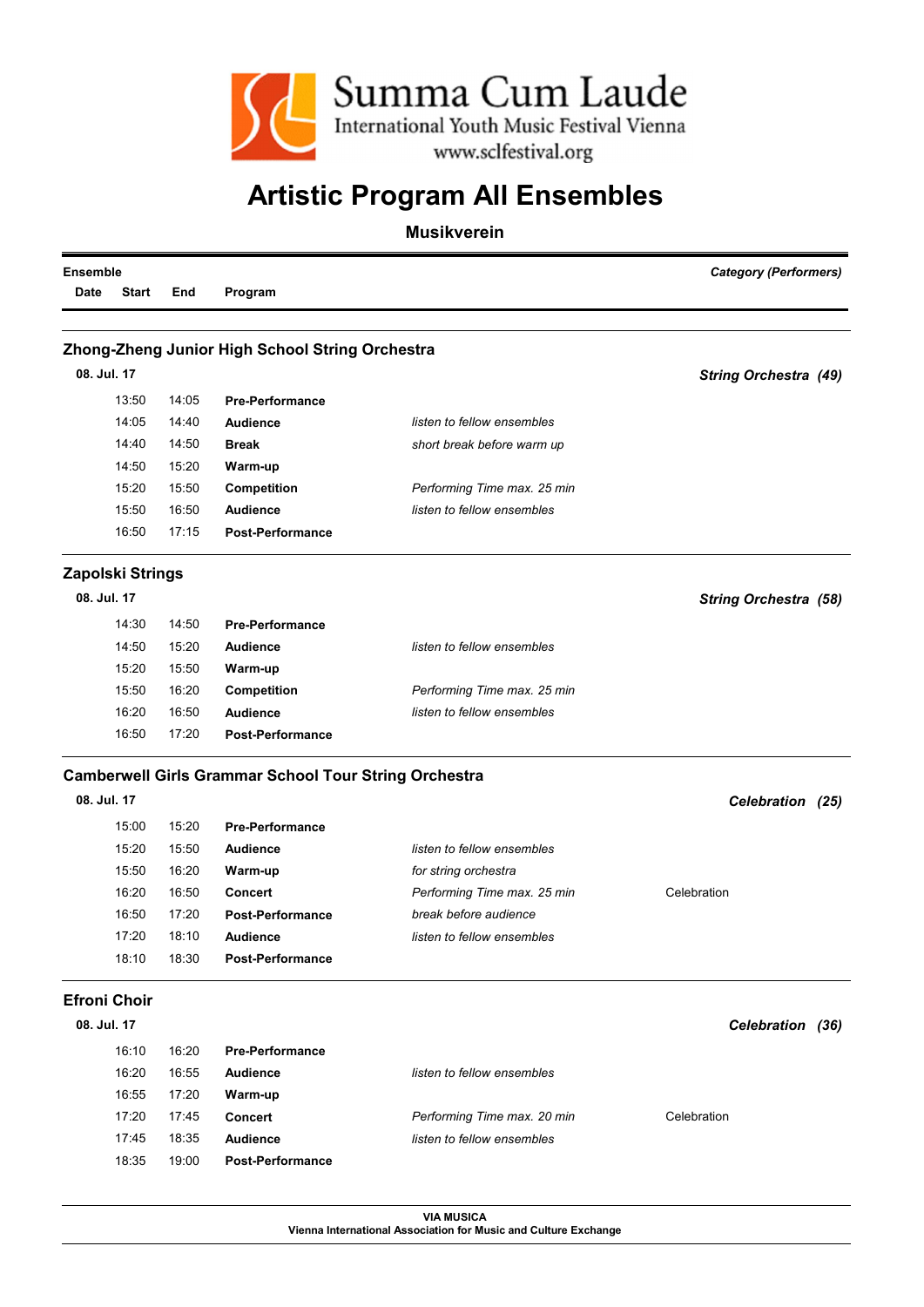Summa Cum Laude
International Youth Music Festival Vienna
www.sclfestival.org

# Artistic Program All Ensembles

**Musikverein**

| Ensemble | | | | | *Category (Performers)* |
|---|---|---|---|---|---|
| Date | Start | End | Program | | |

## Zhong-Zheng Junior High School String Orchestra

**08. Jul. 17** — ***String Orchestra (49)***

| Start | End | Program | | |
|---|---|---|---|---|
| 13:50 | 14:05 | **Pre-Performance** | | |
| 14:05 | 14:40 | **Audience** | *listen to fellow ensembles* | |
| 14:40 | 14:50 | **Break** | *short break before warm up* | |
| 14:50 | 15:20 | **Warm-up** | | |
| 15:20 | 15:50 | **Competition** | *Performing Time max. 25 min* | |
| 15:50 | 16:50 | **Audience** | *listen to fellow ensembles* | |
| 16:50 | 17:15 | **Post-Performance** | | |

## Zapolski Strings

**08. Jul. 17** — ***String Orchestra (58)***

| Start | End | Program | | |
|---|---|---|---|---|
| 14:30 | 14:50 | **Pre-Performance** | | |
| 14:50 | 15:20 | **Audience** | *listen to fellow ensembles* | |
| 15:20 | 15:50 | **Warm-up** | | |
| 15:50 | 16:20 | **Competition** | *Performing Time max. 25 min* | |
| 16:20 | 16:50 | **Audience** | *listen to fellow ensembles* | |
| 16:50 | 17:20 | **Post-Performance** | | |

## Camberwell Girls Grammar School Tour String Orchestra

**08. Jul. 17** — ***Celebration (25)***

| Start | End | Program | | |
|---|---|---|---|---|
| 15:00 | 15:20 | **Pre-Performance** | | |
| 15:20 | 15:50 | **Audience** | *listen to fellow ensembles* | |
| 15:50 | 16:20 | **Warm-up** | *for string orchestra* | |
| 16:20 | 16:50 | **Concert** | *Performing Time max. 25 min* | Celebration |
| 16:50 | 17:20 | **Post-Performance** | *break before audience* | |
| 17:20 | 18:10 | **Audience** | *listen to fellow ensembles* | |
| 18:10 | 18:30 | **Post-Performance** | | |

## Efroni Choir

**08. Jul. 17** — ***Celebration (36)***

| Start | End | Program | | |
|---|---|---|---|---|
| 16:10 | 16:20 | **Pre-Performance** | | |
| 16:20 | 16:55 | **Audience** | *listen to fellow ensembles* | |
| 16:55 | 17:20 | **Warm-up** | | |
| 17:20 | 17:45 | **Concert** | *Performing Time max. 20 min* | Celebration |
| 17:45 | 18:35 | **Audience** | *listen to fellow ensembles* | |
| 18:35 | 19:00 | **Post-Performance** | | |

**VIA MUSICA**
**Vienna International Association for Music and Culture Exchange**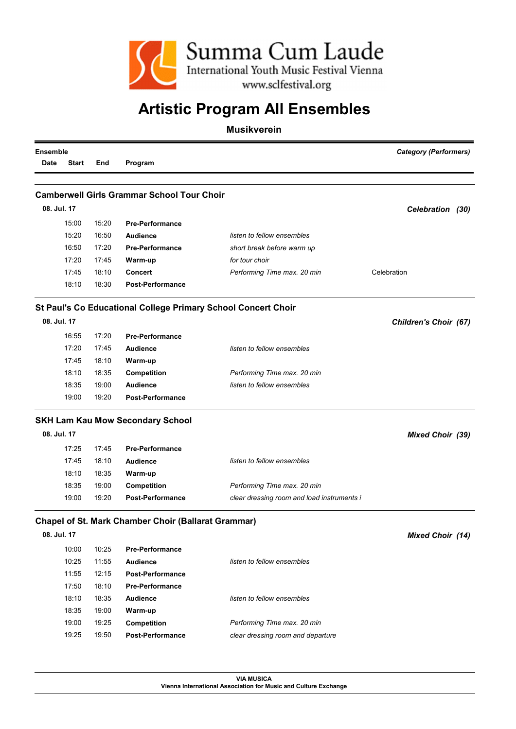# Summa Cum Laude

International Youth Music Festival Vienna

www.sclfestival.org

# Artistic Program All Ensembles

## Musikverein

| Ensemble | | | | | *Category (Performers)* |
|---|---|---|---|---|---|
| Date | Start | End | Program | | |

### Camberwell Girls Grammar School Tour Choir

| Date | Start | End | Program | | *Celebration (30)* |
|---|---|---|---|---|---|
| 08. Jul. 17 | | | | | |
| | 15:00 | 15:20 | **Pre-Performance** | | |
| | 15:20 | 16:50 | **Audience** | *listen to fellow ensembles* | |
| | 16:50 | 17:20 | **Pre-Performance** | *short break before warm up* | |
| | 17:20 | 17:45 | **Warm-up** | *for tour choir* | |
| | 17:45 | 18:10 | **Concert** | *Performing Time max. 20 min* | Celebration |
| | 18:10 | 18:30 | **Post-Performance** | | |

### St Paul's Co Educational College Primary School Concert Choir

| Date | Start | End | Program | | *Children's Choir (67)* |
|---|---|---|---|---|---|
| 08. Jul. 17 | | | | | |
| | 16:55 | 17:20 | **Pre-Performance** | | |
| | 17:20 | 17:45 | **Audience** | *listen to fellow ensembles* | |
| | 17:45 | 18:10 | **Warm-up** | | |
| | 18:10 | 18:35 | **Competition** | *Performing Time max. 20 min* | |
| | 18:35 | 19:00 | **Audience** | *listen to fellow ensembles* | |
| | 19:00 | 19:20 | **Post-Performance** | | |

### SKH Lam Kau Mow Secondary School

| Date | Start | End | Program | | *Mixed Choir (39)* |
|---|---|---|---|---|---|
| 08. Jul. 17 | | | | | |
| | 17:25 | 17:45 | **Pre-Performance** | | |
| | 17:45 | 18:10 | **Audience** | *listen to fellow ensembles* | |
| | 18:10 | 18:35 | **Warm-up** | | |
| | 18:35 | 19:00 | **Competition** | *Performing Time max. 20 min* | |
| | 19:00 | 19:20 | **Post-Performance** | *clear dressing room and load instruments i* | |

### Chapel of St. Mark Chamber Choir (Ballarat Grammar)

| Date | Start | End | Program | | *Mixed Choir (14)* |
|---|---|---|---|---|---|
| 08. Jul. 17 | | | | | |
| | 10:00 | 10:25 | **Pre-Performance** | | |
| | 10:25 | 11:55 | **Audience** | *listen to fellow ensembles* | |
| | 11:55 | 12:15 | **Post-Performance** | | |
| | 17:50 | 18:10 | **Pre-Performance** | | |
| | 18:10 | 18:35 | **Audience** | *listen to fellow ensembles* | |
| | 18:35 | 19:00 | **Warm-up** | | |
| | 19:00 | 19:25 | **Competition** | *Performing Time max. 20 min* | |
| | 19:25 | 19:50 | **Post-Performance** | *clear dressing room and departure* | |

**VIA MUSICA**
**Vienna International Association for Music and Culture Exchange**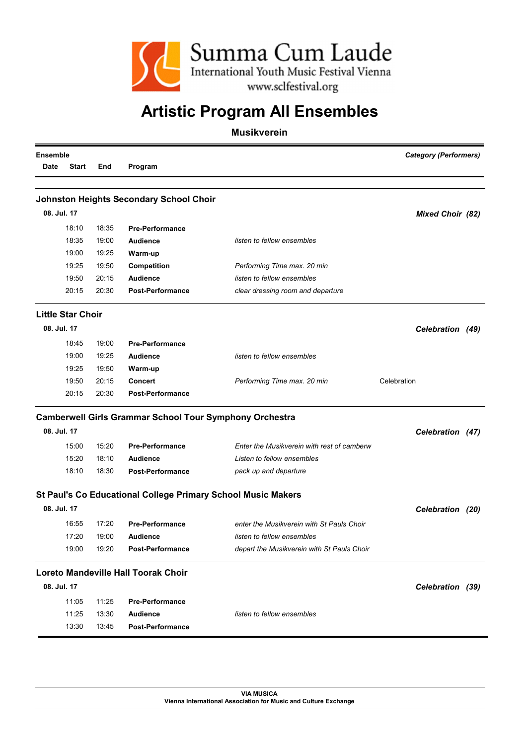Summa Cum Laude

International Youth Music Festival Vienna

www.sclfestival.org

# Artistic Program All Ensembles

**Musikverein**

| Ensemble | | | | | *Category (Performers)* |
|---|---|---|---|---|---|
| Date | Start | End | Program | | |

## Johnston Heights Secondary School Choir

| 08. Jul. 17 | | | | | *Mixed Choir (82)* |
|---|---|---|---|---|---|
| | 18:10 | 18:35 | **Pre-Performance** | | |
| | 18:35 | 19:00 | **Audience** | *listen to fellow ensembles* | |
| | 19:00 | 19:25 | **Warm-up** | | |
| | 19:25 | 19:50 | **Competition** | *Performing Time max. 20 min* | |
| | 19:50 | 20:15 | **Audience** | *listen to fellow ensembles* | |
| | 20:15 | 20:30 | **Post-Performance** | *clear dressing room and departure* | |

## Little Star Choir

| 08. Jul. 17 | | | | | *Celebration (49)* |
|---|---|---|---|---|---|
| | 18:45 | 19:00 | **Pre-Performance** | | |
| | 19:00 | 19:25 | **Audience** | *listen to fellow ensembles* | |
| | 19:25 | 19:50 | **Warm-up** | | |
| | 19:50 | 20:15 | **Concert** | *Performing Time max. 20 min* | Celebration |
| | 20:15 | 20:30 | **Post-Performance** | | |

## Camberwell Girls Grammar School Tour Symphony Orchestra

| 08. Jul. 17 | | | | | *Celebration (47)* |
|---|---|---|---|---|---|
| | 15:00 | 15:20 | **Pre-Performance** | *Enter the Musikverein with rest of camberw* | |
| | 15:20 | 18:10 | **Audience** | *Listen to fellow ensembles* | |
| | 18:10 | 18:30 | **Post-Performance** | *pack up and departure* | |

## St Paul's Co Educational College Primary School Music Makers

| 08. Jul. 17 | | | | | *Celebration (20)* |
|---|---|---|---|---|---|
| | 16:55 | 17:20 | **Pre-Performance** | *enter the Musikverein with St Pauls Choir* | |
| | 17:20 | 19:00 | **Audience** | *listen to fellow ensembles* | |
| | 19:00 | 19:20 | **Post-Performance** | *depart the Musikverein with St Pauls Choir* | |

## Loreto Mandeville Hall Toorak Choir

| 08. Jul. 17 | | | | | *Celebration (39)* |
|---|---|---|---|---|---|
| | 11:05 | 11:25 | **Pre-Performance** | | |
| | 11:25 | 13:30 | **Audience** | *listen to fellow ensembles* | |
| | 13:30 | 13:45 | **Post-Performance** | | |

**VIA MUSICA**
**Vienna International Association for Music and Culture Exchange**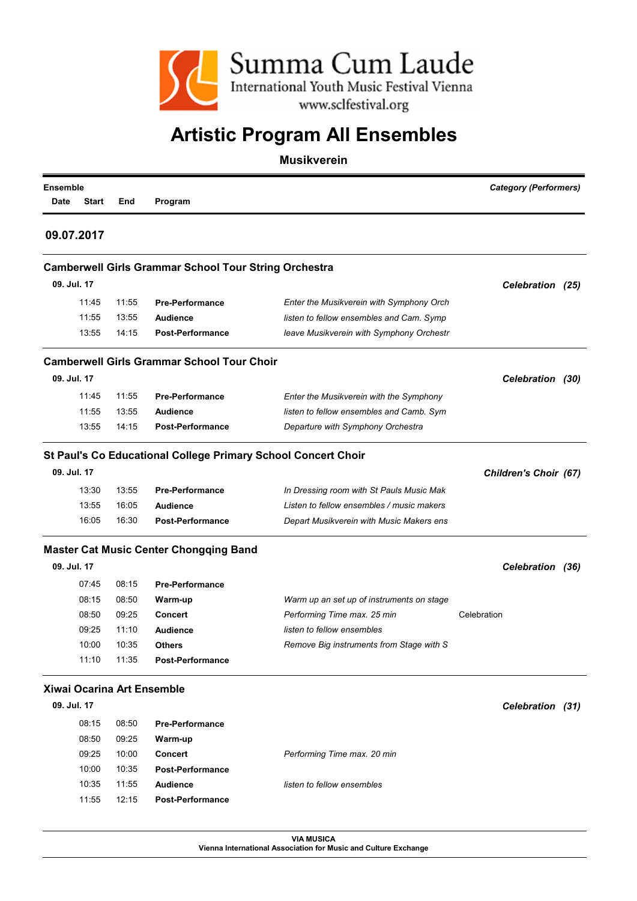# Artistic Program All Ensembles

**Musikverein**

| Ensemble | | | | | *Category (Performers)* |
|---|---|---|---|---|---|
| Date | Start | End | Program | | |

## 09.07.2017

### Camberwell Girls Grammar School Tour String Orchestra

| 09. Jul. 17 | | | | | ***Celebration (25)*** |
|---|---|---|---|---|---|
| | 11:45 | 11:55 | **Pre-Performance** | *Enter the Musikverein with Symphony Orch* | |
| | 11:55 | 13:55 | **Audience** | *listen to fellow ensembles and Cam. Symp* | |
| | 13:55 | 14:15 | **Post-Performance** | *leave Musikverein with Symphony Orchestr* | |

### Camberwell Girls Grammar School Tour Choir

| 09. Jul. 17 | | | | | ***Celebration (30)*** |
|---|---|---|---|---|---|
| | 11:45 | 11:55 | **Pre-Performance** | *Enter the Musikverein with the Symphony* | |
| | 11:55 | 13:55 | **Audience** | *listen to fellow ensembles and Camb. Sym* | |
| | 13:55 | 14:15 | **Post-Performance** | *Departure with Symphony Orchestra* | |

### St Paul's Co Educational College Primary School Concert Choir

| 09. Jul. 17 | | | | | ***Children's Choir (67)*** |
|---|---|---|---|---|---|
| | 13:30 | 13:55 | **Pre-Performance** | *In Dressing room with St Pauls Music Mak* | |
| | 13:55 | 16:05 | **Audience** | *Listen to fellow ensembles / music makers* | |
| | 16:05 | 16:30 | **Post-Performance** | *Depart Musikverein with Music Makers ens* | |

### Master Cat Music Center Chongqing Band

| 09. Jul. 17 | | | | | ***Celebration (36)*** |
|---|---|---|---|---|---|
| | 07:45 | 08:15 | **Pre-Performance** | | |
| | 08:15 | 08:50 | **Warm-up** | *Warm up an set up of instruments on stage* | |
| | 08:50 | 09:25 | **Concert** | *Performing Time max. 25 min* | Celebration |
| | 09:25 | 11:10 | **Audience** | *listen to fellow ensembles* | |
| | 10:00 | 10:35 | **Others** | *Remove Big instruments from Stage with S* | |
| | 11:10 | 11:35 | **Post-Performance** | | |

### Xiwai Ocarina Art Ensemble

| 09. Jul. 17 | | | | | ***Celebration (31)*** |
|---|---|---|---|---|---|
| | 08:15 | 08:50 | **Pre-Performance** | | |
| | 08:50 | 09:25 | **Warm-up** | | |
| | 09:25 | 10:00 | **Concert** | *Performing Time max. 20 min* | |
| | 10:00 | 10:35 | **Post-Performance** | | |
| | 10:35 | 11:55 | **Audience** | *listen to fellow ensembles* | |
| | 11:55 | 12:15 | **Post-Performance** | | |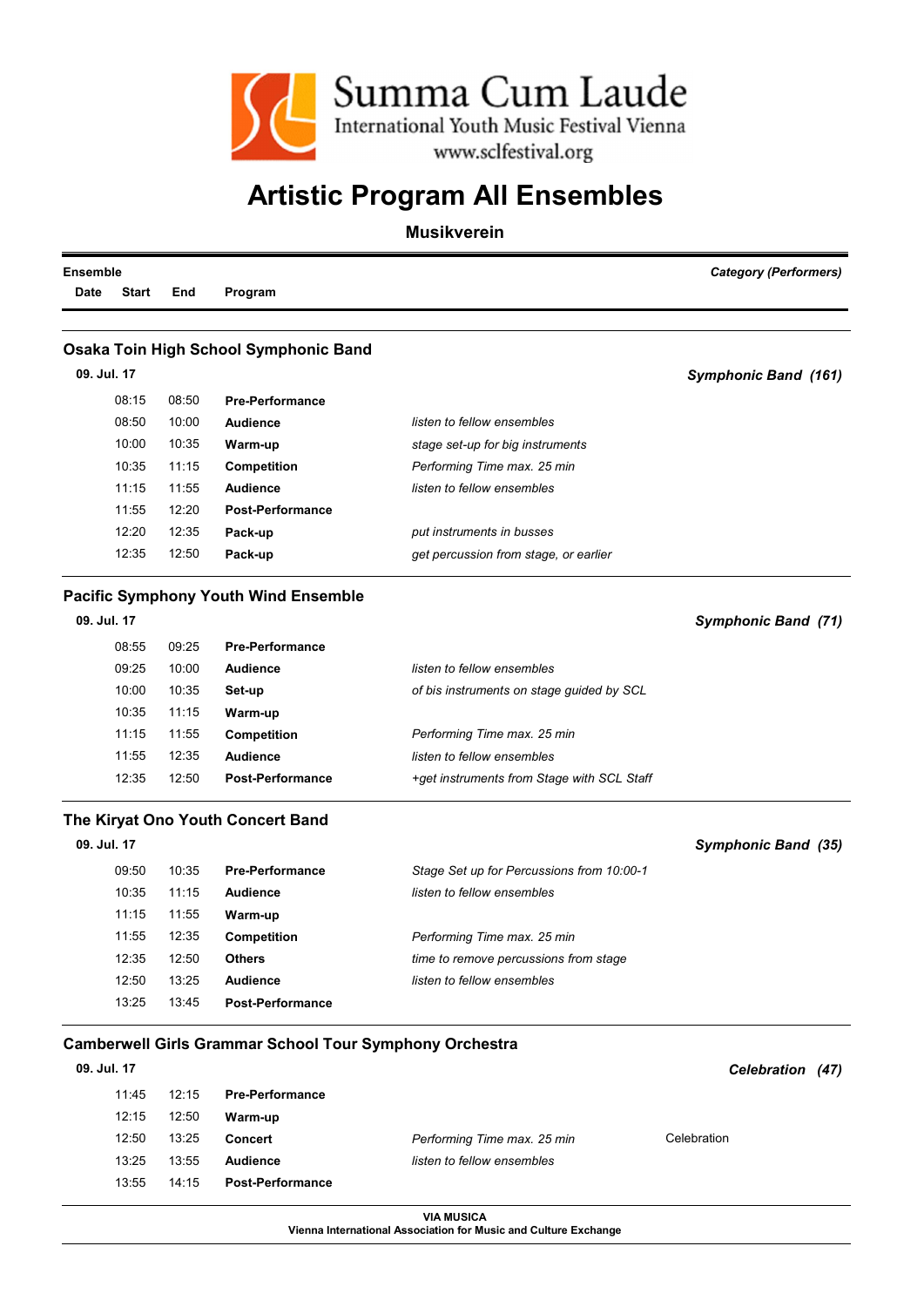Summa Cum Laude
International Youth Music Festival Vienna
www.sclfestival.org

# Artistic Program All Ensembles

## Musikverein

| Ensemble | | | | | *Category (Performers)* |
|---|---|---|---|---|---|
| Date | Start | End | Program | | |

### Osaka Toin High School Symphonic Band

**09. Jul. 17** — ***Symphonic Band (161)***

| Start | End | Program | Note | |
|---|---|---|---|---|
| 08:15 | 08:50 | **Pre-Performance** | | |
| 08:50 | 10:00 | **Audience** | *listen to fellow ensembles* | |
| 10:00 | 10:35 | **Warm-up** | *stage set-up for big instruments* | |
| 10:35 | 11:15 | **Competition** | *Performing Time max. 25 min* | |
| 11:15 | 11:55 | **Audience** | *listen to fellow ensembles* | |
| 11:55 | 12:20 | **Post-Performance** | | |
| 12:20 | 12:35 | **Pack-up** | *put instruments in busses* | |
| 12:35 | 12:50 | **Pack-up** | *get percussion from stage, or earlier* | |

### Pacific Symphony Youth Wind Ensemble

**09. Jul. 17** — ***Symphonic Band (71)***

| Start | End | Program | Note | |
|---|---|---|---|---|
| 08:55 | 09:25 | **Pre-Performance** | | |
| 09:25 | 10:00 | **Audience** | *listen to fellow ensembles* | |
| 10:00 | 10:35 | **Set-up** | *of bis instruments on stage guided by SCL* | |
| 10:35 | 11:15 | **Warm-up** | | |
| 11:15 | 11:55 | **Competition** | *Performing Time max. 25 min* | |
| 11:55 | 12:35 | **Audience** | *listen to fellow ensembles* | |
| 12:35 | 12:50 | **Post-Performance** | *+get instruments from Stage with SCL Staff* | |

### The Kiryat Ono Youth Concert Band

**09. Jul. 17** — ***Symphonic Band (35)***

| Start | End | Program | Note | |
|---|---|---|---|---|
| 09:50 | 10:35 | **Pre-Performance** | *Stage Set up for Percussions from 10:00-1* | |
| 10:35 | 11:15 | **Audience** | *listen to fellow ensembles* | |
| 11:15 | 11:55 | **Warm-up** | | |
| 11:55 | 12:35 | **Competition** | *Performing Time max. 25 min* | |
| 12:35 | 12:50 | **Others** | *time to remove percussions from stage* | |
| 12:50 | 13:25 | **Audience** | *listen to fellow ensembles* | |
| 13:25 | 13:45 | **Post-Performance** | | |

### Camberwell Girls Grammar School Tour Symphony Orchestra

**09. Jul. 17** — ***Celebration (47)***

| Start | End | Program | Note | |
|---|---|---|---|---|
| 11:45 | 12:15 | **Pre-Performance** | | |
| 12:15 | 12:50 | **Warm-up** | | |
| 12:50 | 13:25 | **Concert** | *Performing Time max. 25 min* | Celebration |
| 13:25 | 13:55 | **Audience** | *listen to fellow ensembles* | |
| 13:55 | 14:15 | **Post-Performance** | | |

**VIA MUSICA**
**Vienna International Association for Music and Culture Exchange**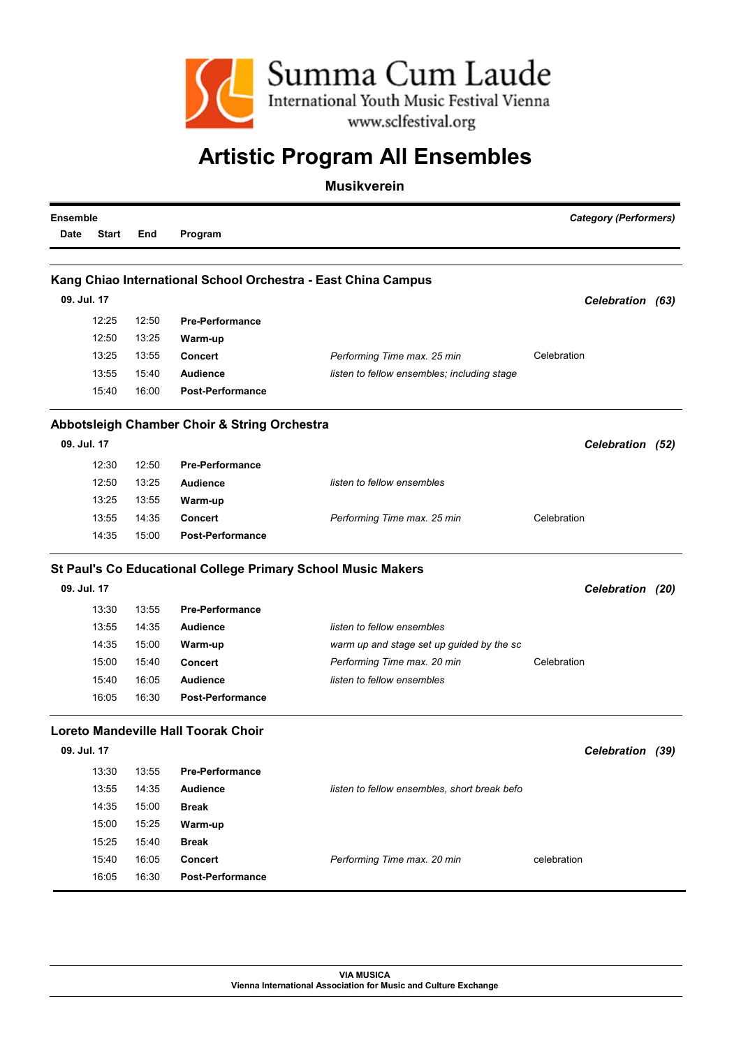Summa Cum Laude
International Youth Music Festival Vienna
www.sclfestival.org

# Artistic Program All Ensembles

## Musikverein

| Ensemble | | | | | *Category (Performers)* |
|---|---|---|---|---|---|
| Date | Start | End | Program | | |

### Kang Chiao International School Orchestra - East China Campus

**09. Jul. 17** — ***Celebration (63)***

| Start | End | Program | | |
|---|---|---|---|---|
| 12:25 | 12:50 | **Pre-Performance** | | |
| 12:50 | 13:25 | **Warm-up** | | |
| 13:25 | 13:55 | **Concert** | *Performing Time max. 25 min* | Celebration |
| 13:55 | 15:40 | **Audience** | *listen to fellow ensembles; including stage* | |
| 15:40 | 16:00 | **Post-Performance** | | |

### Abbotsleigh Chamber Choir & String Orchestra

**09. Jul. 17** — ***Celebration (52)***

| Start | End | Program | | |
|---|---|---|---|---|
| 12:30 | 12:50 | **Pre-Performance** | | |
| 12:50 | 13:25 | **Audience** | *listen to fellow ensembles* | |
| 13:25 | 13:55 | **Warm-up** | | |
| 13:55 | 14:35 | **Concert** | *Performing Time max. 25 min* | Celebration |
| 14:35 | 15:00 | **Post-Performance** | | |

### St Paul's Co Educational College Primary School Music Makers

**09. Jul. 17** — ***Celebration (20)***

| Start | End | Program | | |
|---|---|---|---|---|
| 13:30 | 13:55 | **Pre-Performance** | | |
| 13:55 | 14:35 | **Audience** | *listen to fellow ensembles* | |
| 14:35 | 15:00 | **Warm-up** | *warm up and stage set up guided by the sc* | |
| 15:00 | 15:40 | **Concert** | *Performing Time max. 20 min* | Celebration |
| 15:40 | 16:05 | **Audience** | *listen to fellow ensembles* | |
| 16:05 | 16:30 | **Post-Performance** | | |

### Loreto Mandeville Hall Toorak Choir

**09. Jul. 17** — ***Celebration (39)***

| Start | End | Program | | |
|---|---|---|---|---|
| 13:30 | 13:55 | **Pre-Performance** | | |
| 13:55 | 14:35 | **Audience** | *listen to fellow ensembles, short break befo* | |
| 14:35 | 15:00 | **Break** | | |
| 15:00 | 15:25 | **Warm-up** | | |
| 15:25 | 15:40 | **Break** | | |
| 15:40 | 16:05 | **Concert** | *Performing Time max. 20 min* | celebration |
| 16:05 | 16:30 | **Post-Performance** | | |

**VIA MUSICA**
**Vienna International Association for Music and Culture Exchange**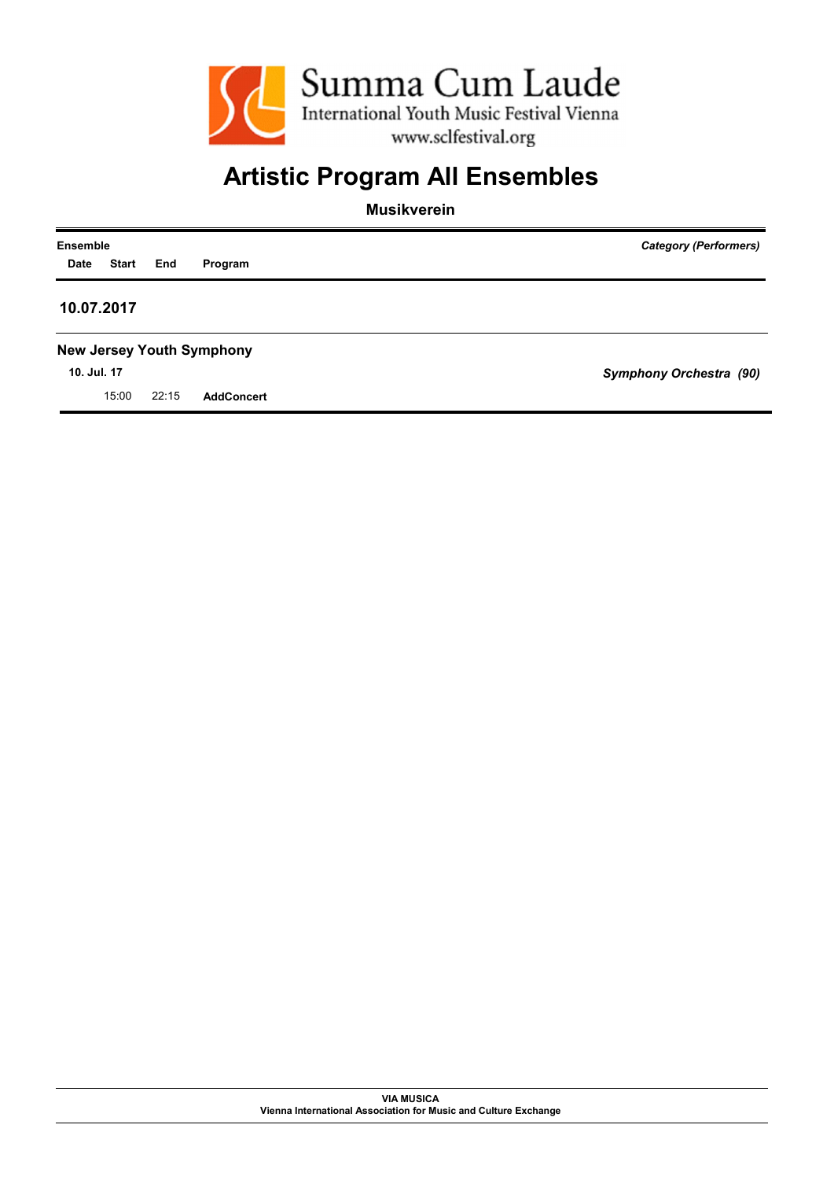Summa Cum Laude
International Youth Music Festival Vienna
www.sclfestival.org

# Artistic Program All Ensembles

**Musikverein**

| Ensemble | | | | Category (Performers) |
|---|---|---|---|---|
| Date | Start | End | Program | |

## 10.07.2017

**New Jersey Youth Symphony**

| | | | | |
|---|---|---|---|---|
| 10. Jul. 17 | | | | *Symphony Orchestra (90)* |
| | 15:00 | 22:15 | **AddConcert** | |

**VIA MUSICA**
**Vienna International Association for Music and Culture Exchange**